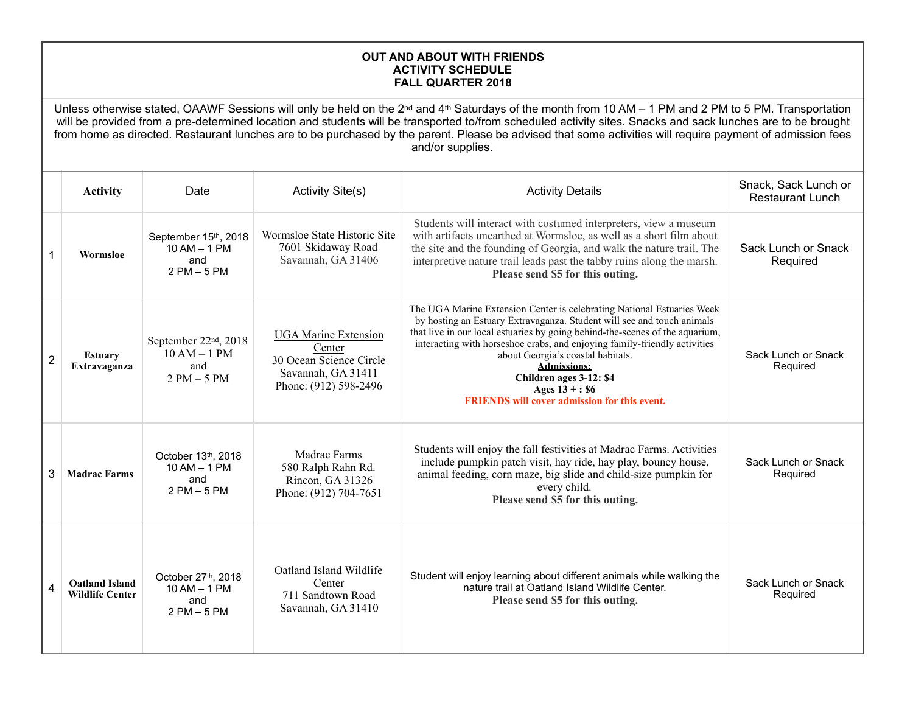# OUT AND ABOUT WITH FRIENDS
# ACTIVITY SCHEDULE
# FALL QUARTER 2018

Unless otherwise stated, OAAWF Sessions will only be held on the 2nd and 4th Saturdays of the month from 10 AM – 1 PM and 2 PM to 5 PM. Transportation will be provided from a pre-determined location and students will be transported to/from scheduled activity sites. Snacks and sack lunches are to be brought from home as directed. Restaurant lunches are to be purchased by the parent. Please be advised that some activities will require payment of admission fees and/or supplies.

| | Activity | Date | Activity Site(s) | Activity Details | Snack, Sack Lunch or Restaurant Lunch |
|---|---|---|---|---|---|
| 1 | **Wormsloe** | September 15th, 2018<br>10 AM – 1 PM<br>and<br>2 PM – 5 PM | Wormsloe State Historic Site<br>7601 Skidaway Road<br>Savannah, GA 31406 | Students will interact with costumed interpreters, view a museum with artifacts unearthed at Wormsloe, as well as a short film about the site and the founding of Georgia, and walk the nature trail. The interpretive nature trail leads past the tabby ruins along the marsh.<br>**Please send $5 for this outing.** | Sack Lunch or Snack Required |
| 2 | **Estuary Extravaganza** | September 22nd, 2018<br>10 AM – 1 PM<br>and<br>2 PM – 5 PM | UGA Marine Extension Center<br>30 Ocean Science Circle<br>Savannah, GA 31411<br>Phone: (912) 598-2496 | The UGA Marine Extension Center is celebrating National Estuaries Week by hosting an Estuary Extravaganza. Student will see and touch animals that live in our local estuaries by going behind-the-scenes of the aquarium, interacting with horseshoe crabs, and enjoying family-friendly activities about Georgia's coastal habitats.<br>**Admissions:**<br>**Children ages 3-12: $4**<br>**Ages 13 + : $6**<br>**FRIENDS will cover admission for this event.** | Sack Lunch or Snack Required |
| 3 | **Madrac Farms** | October 13th, 2018<br>10 AM – 1 PM<br>and<br>2 PM – 5 PM | Madrac Farms<br>580 Ralph Rahn Rd.<br>Rincon, GA 31326<br>Phone: (912) 704-7651 | Students will enjoy the fall festivities at Madrac Farms. Activities include pumpkin patch visit, hay ride, hay play, bouncy house, animal feeding, corn maze, big slide and child-size pumpkin for every child.<br>**Please send $5 for this outing.** | Sack Lunch or Snack Required |
| 4 | **Oatland Island Wildlife Center** | October 27th, 2018<br>10 AM – 1 PM<br>and<br>2 PM – 5 PM | Oatland Island Wildlife Center<br>711 Sandtown Road<br>Savannah, GA 31410 | Student will enjoy learning about different animals while walking the nature trail at Oatland Island Wildlife Center.<br>**Please send $5 for this outing.** | Sack Lunch or Snack Required |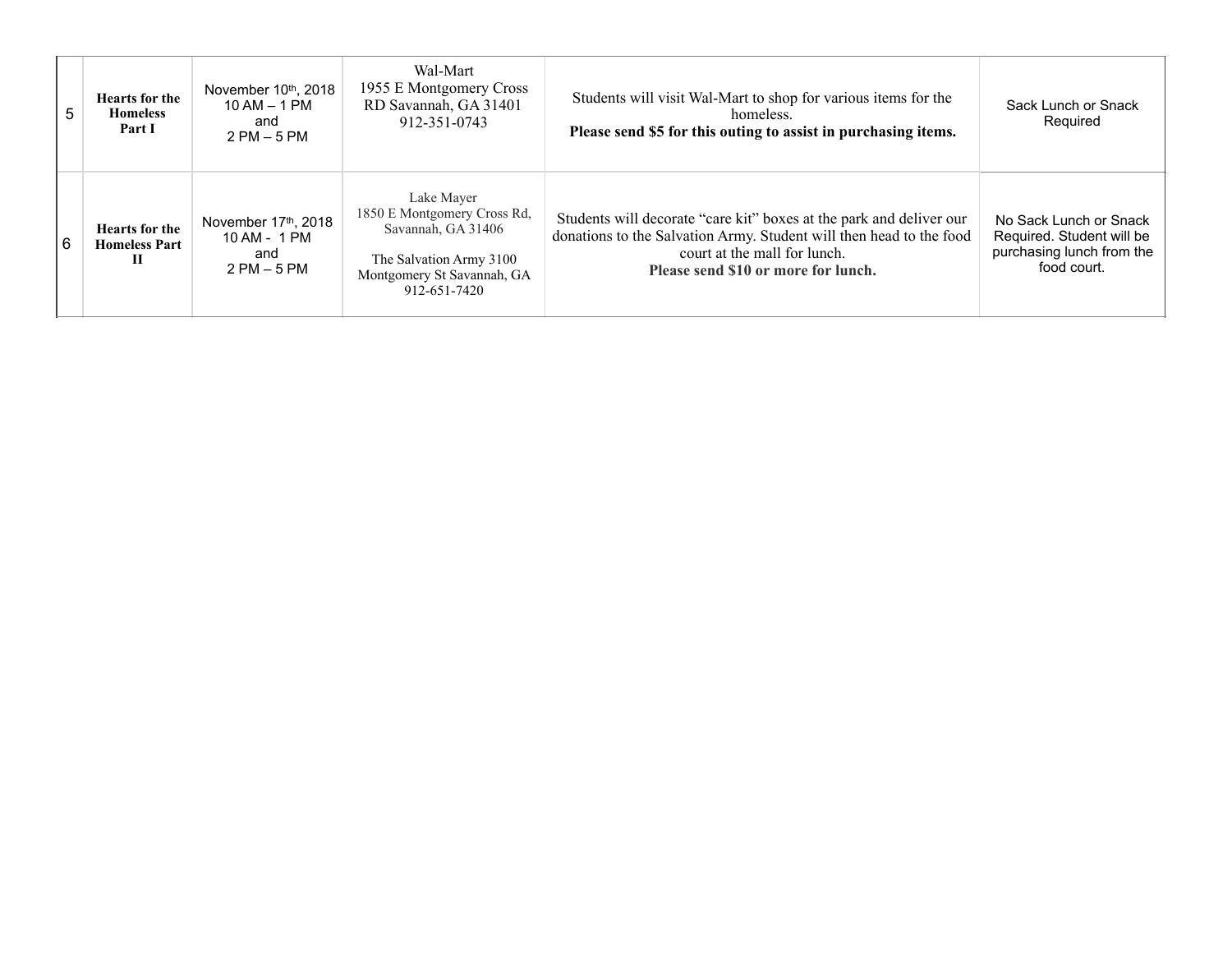| | | | | | |
|---|---|---|---|---|---|
| 5 | **Hearts for the Homeless Part I** | November 10th, 2018<br>10 AM – 1 PM<br>and<br>2 PM – 5 PM | Wal-Mart<br>1955 E Montgomery Cross RD Savannah, GA 31401<br>912-351-0743 | Students will visit Wal-Mart to shop for various items for the homeless.<br>**Please send $5 for this outing to assist in purchasing items.** | Sack Lunch or Snack Required |
| 6 | **Hearts for the Homeless Part II** | November 17th, 2018<br>10 AM - 1 PM<br>and<br>2 PM – 5 PM | Lake Mayer<br>1850 E Montgomery Cross Rd, Savannah, GA 31406<br><br>The Salvation Army 3100 Montgomery St Savannah, GA<br>912-651-7420 | Students will decorate "care kit" boxes at the park and deliver our donations to the Salvation Army. Student will then head to the food court at the mall for lunch.<br>**Please send $10 or more for lunch.** | No Sack Lunch or Snack Required. Student will be purchasing lunch from the food court. |